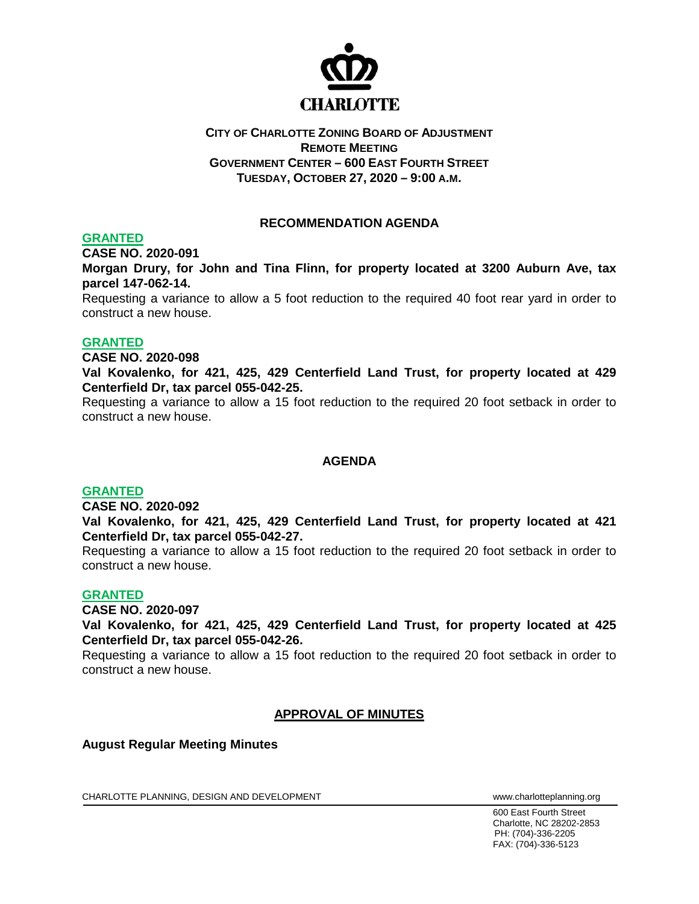CHARLOTTE

**CITY OF CHARLOTTE ZONING BOARD OF ADJUSTMENT**
**REMOTE MEETING**
**GOVERNMENT CENTER – 600 EAST FOURTH STREET**
**TUESDAY, OCTOBER 27, 2020 – 9:00 A.M.**

## RECOMMENDATION AGENDA

**GRANTED**

**CASE NO. 2020-091**

**Morgan Drury, for John and Tina Flinn, for property located at 3200 Auburn Ave, tax parcel 147-062-14.**

Requesting a variance to allow a 5 foot reduction to the required 40 foot rear yard in order to construct a new house.

**GRANTED**

**CASE NO. 2020-098**

**Val Kovalenko, for 421, 425, 429 Centerfield Land Trust, for property located at 429 Centerfield Dr, tax parcel 055-042-25.**

Requesting a variance to allow a 15 foot reduction to the required 20 foot setback in order to construct a new house.

## AGENDA

**GRANTED**

**CASE NO. 2020-092**

**Val Kovalenko, for 421, 425, 429 Centerfield Land Trust, for property located at 421 Centerfield Dr, tax parcel 055-042-27.**

Requesting a variance to allow a 15 foot reduction to the required 20 foot setback in order to construct a new house.

**GRANTED**

**CASE NO. 2020-097**

**Val Kovalenko, for 421, 425, 429 Centerfield Land Trust, for property located at 425 Centerfield Dr, tax parcel 055-042-26.**

Requesting a variance to allow a 15 foot reduction to the required 20 foot setback in order to construct a new house.

## APPROVAL OF MINUTES

**August Regular Meeting Minutes**

CHARLOTTE PLANNING, DESIGN AND DEVELOPMENT www.charlotteplanning.org

600 East Fourth Street
Charlotte, NC 28202-2853
PH: (704)-336-2205
FAX: (704)-336-5123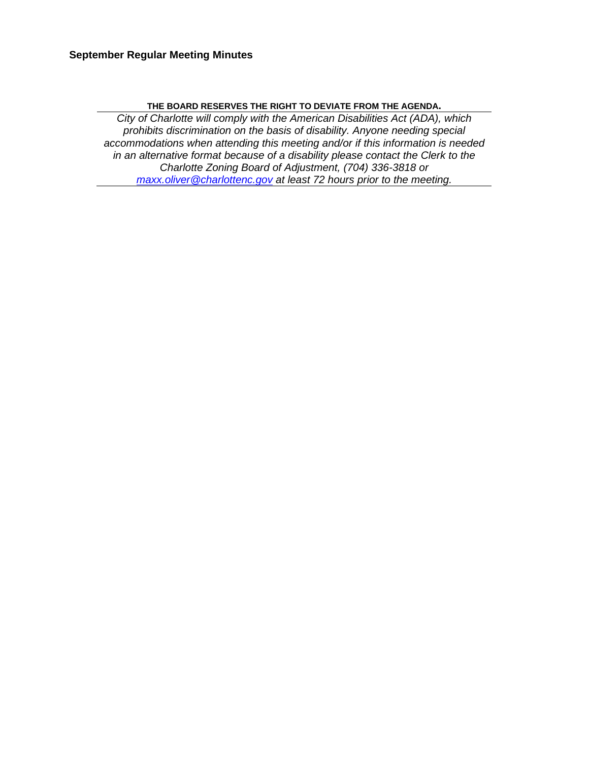**September Regular Meeting Minutes**

**THE BOARD RESERVES THE RIGHT TO DEVIATE FROM THE AGENDA.**

*City of Charlotte will comply with the American Disabilities Act (ADA), which prohibits discrimination on the basis of disability. Anyone needing special accommodations when attending this meeting and/or if this information is needed in an alternative format because of a disability please contact the Clerk to the Charlotte Zoning Board of Adjustment, (704) 336-3818 or [maxx.oliver@charlottenc.gov](mailto:maxx.oliver@charlottenc.gov) at least 72 hours prior to the meeting.*